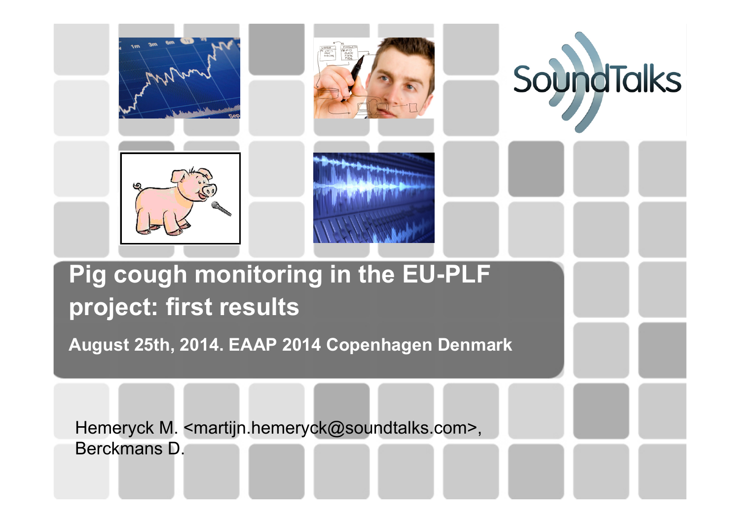# Pig cough monitoring in the EU-PLF project: first results

**August 25th, 2014. EAAP 2014 Copenhagen Denmark**

Hemeryck M. <martijn.hemeryck@soundtalks.com>,
Berckmans D.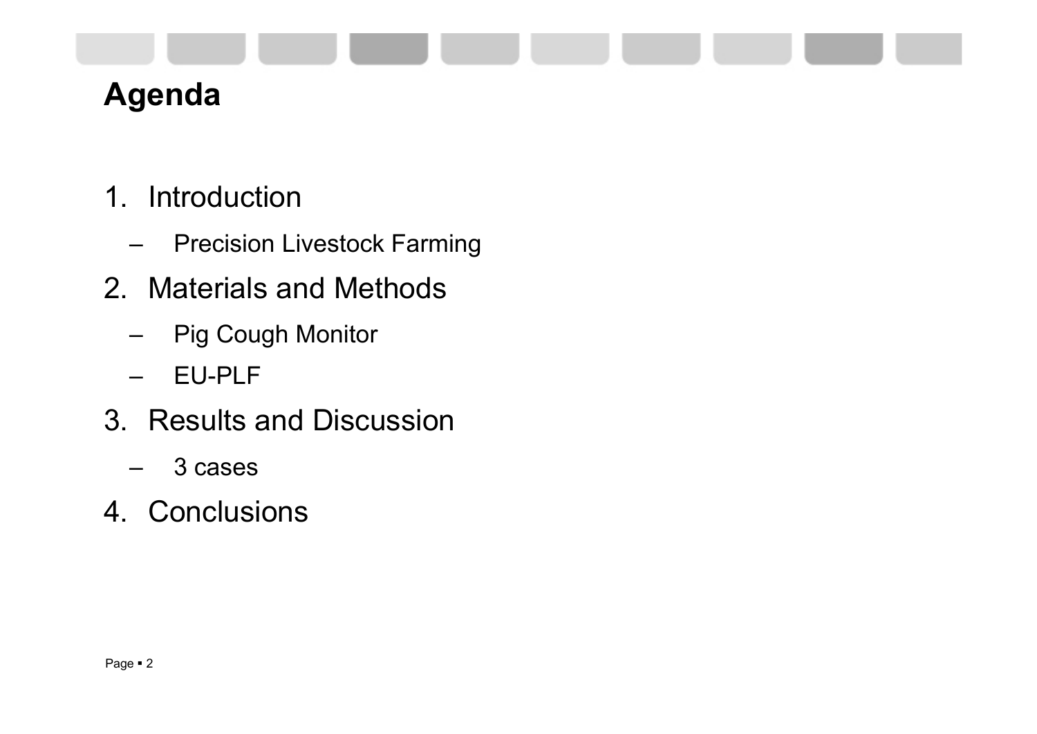# Agenda

1. Introduction
   - Precision Livestock Farming
2. Materials and Methods
   - Pig Cough Monitor
   - EU-PLF
3. Results and Discussion
   - 3 cases
4. Conclusions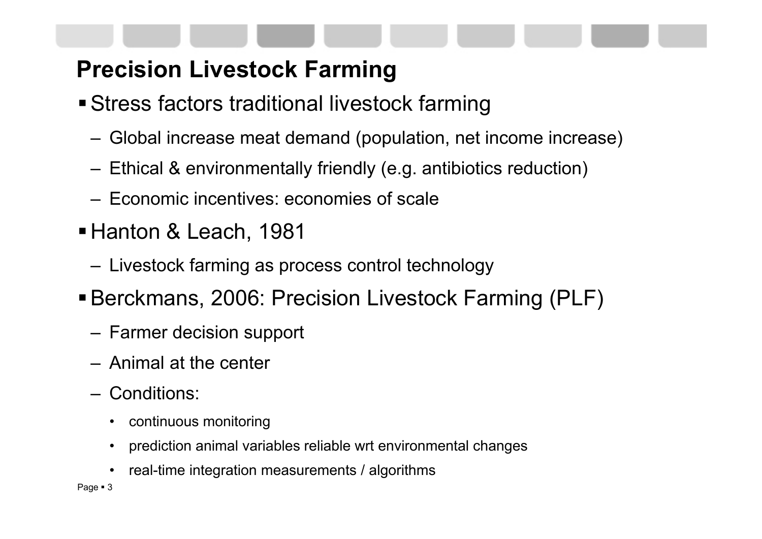# Precision Livestock Farming

- Stress factors traditional livestock farming
  - Global increase meat demand (population, net income increase)
  - Ethical & environmentally friendly (e.g. antibiotics reduction)
  - Economic incentives: economies of scale
- Hanton & Leach, 1981
  - Livestock farming as process control technology
- Berckmans, 2006: Precision Livestock Farming (PLF)
  - Farmer decision support
  - Animal at the center
  - Conditions:
    - continuous monitoring
    - prediction animal variables reliable wrt environmental changes
    - real-time integration measurements / algorithms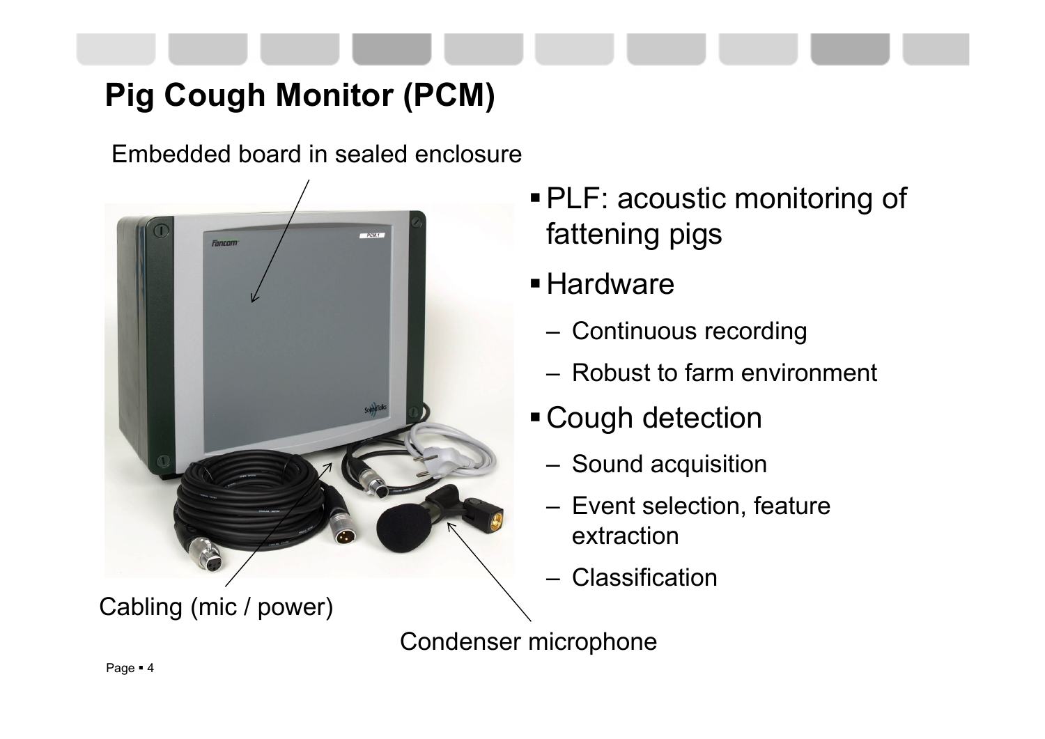# Pig Cough Monitor (PCM)

Embedded board in sealed enclosure

Cabling (mic / power)

Condenser microphone

- PLF: acoustic monitoring of fattening pigs
- Hardware
  - Continuous recording
  - Robust to farm environment
- Cough detection
  - Sound acquisition
  - Event selection, feature extraction
  - Classification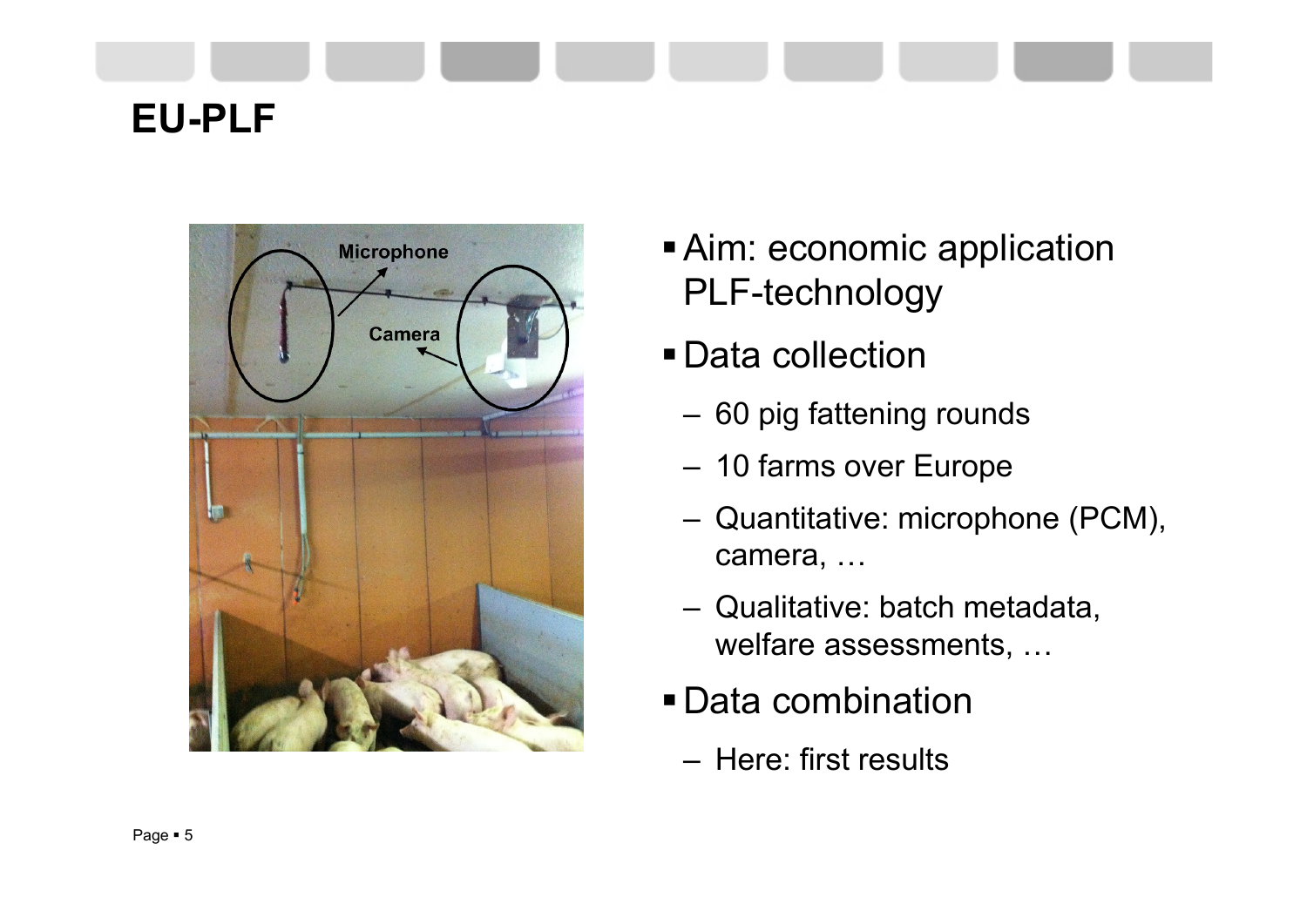# EU-PLF

- Aim: economic application PLF-technology
- Data collection
  - 60 pig fattening rounds
  - 10 farms over Europe
  - Quantitative: microphone (PCM), camera, …
  - Qualitative: batch metadata, welfare assessments, …
- Data combination
  - Here: first results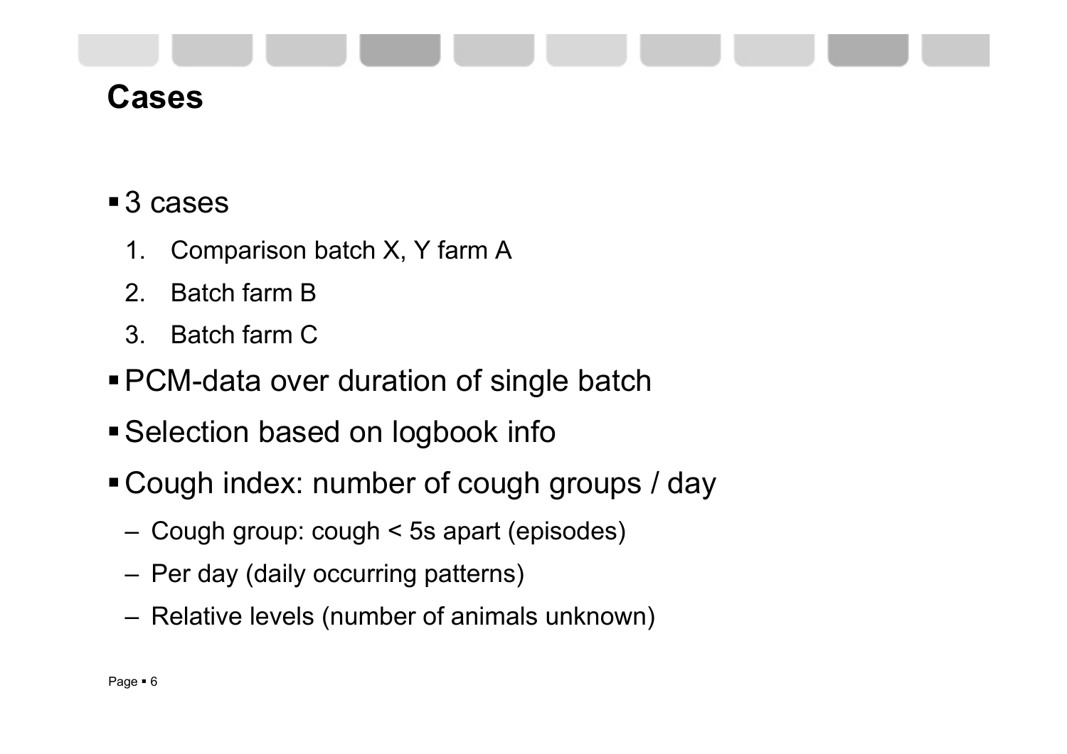# Cases

- 3 cases
  1. Comparison batch X, Y farm A
  2. Batch farm B
  3. Batch farm C
- PCM-data over duration of single batch
- Selection based on logbook info
- Cough index: number of cough groups / day
  - Cough group: cough < 5s apart (episodes)
  - Per day (daily occurring patterns)
  - Relative levels (number of animals unknown)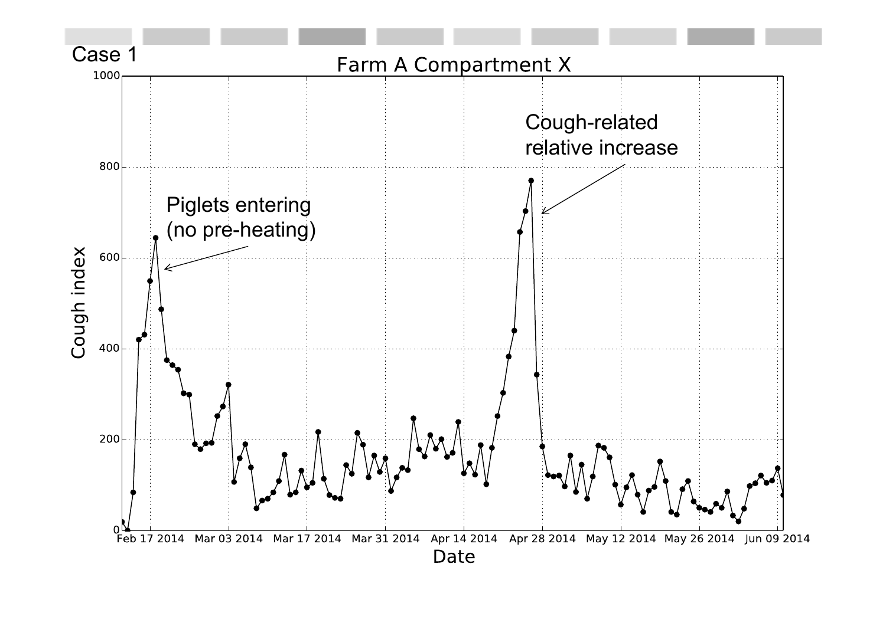Case 1

Farm A Compartment X

Piglets entering (no pre-heating)

Cough-related relative increase

Cough index

Date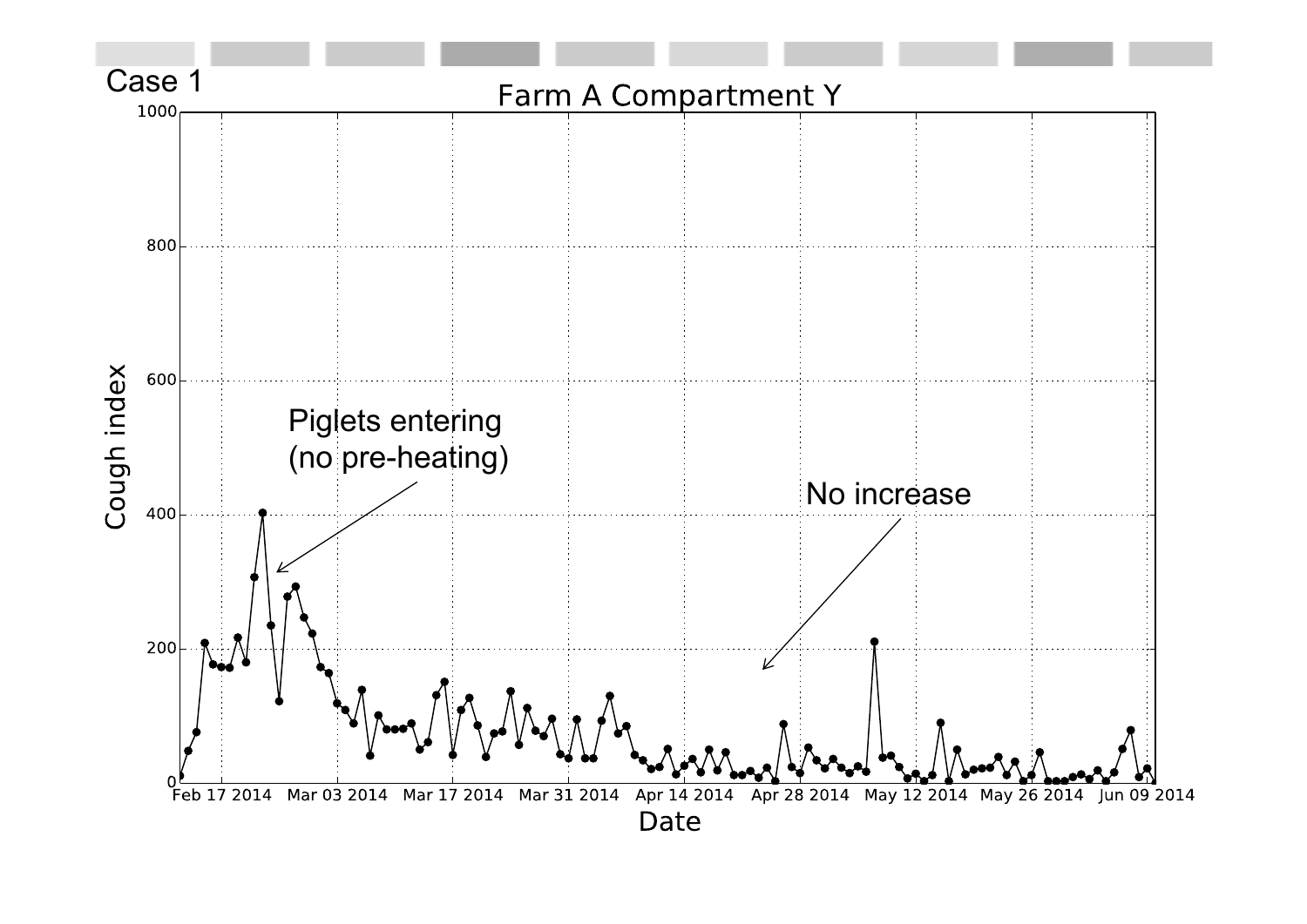Case 1

Farm A Compartment Y

Piglets entering
(no pre-heating)

No increase

Cough index

Date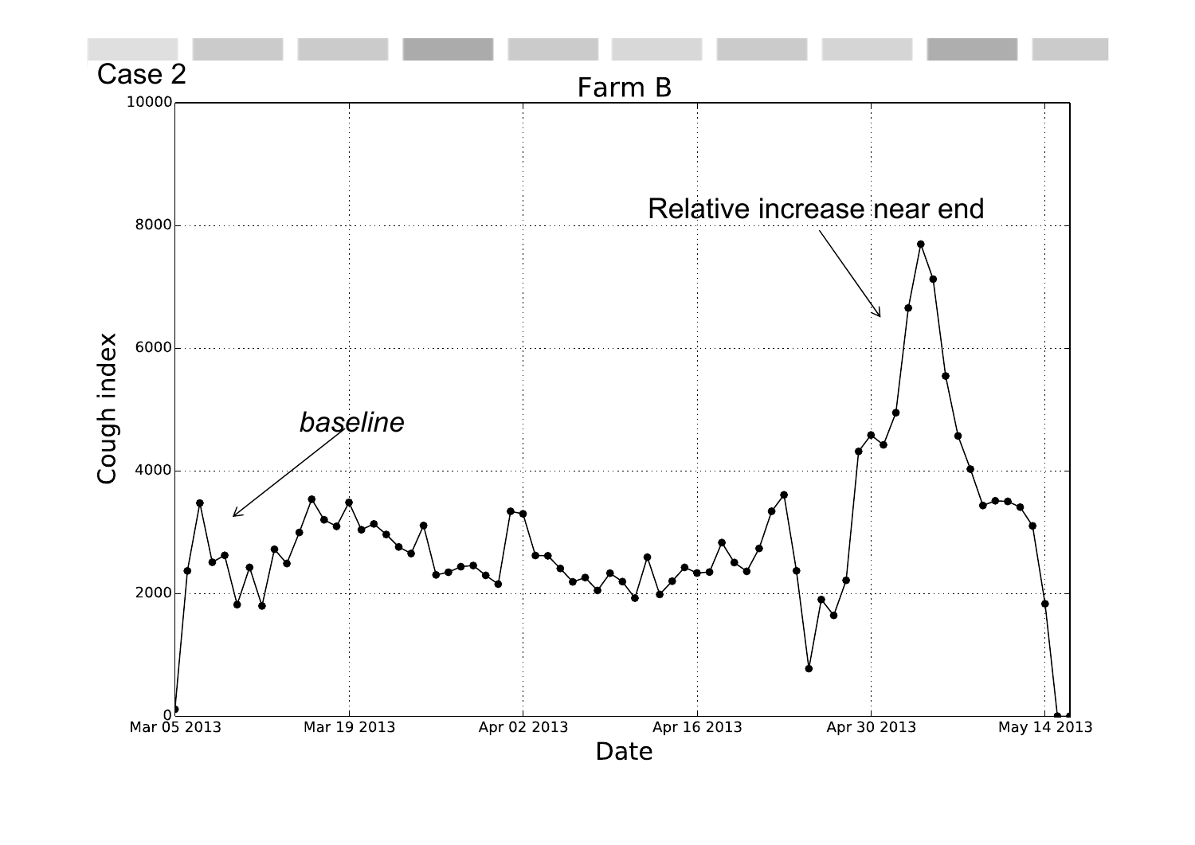Case 2

Farm B

| | |
|---|---|
| Y-axis | Cough index (0–10000) |
| X-axis | Date (Mar 05 2013 – May 14 2013) |

*baseline*

Relative increase near end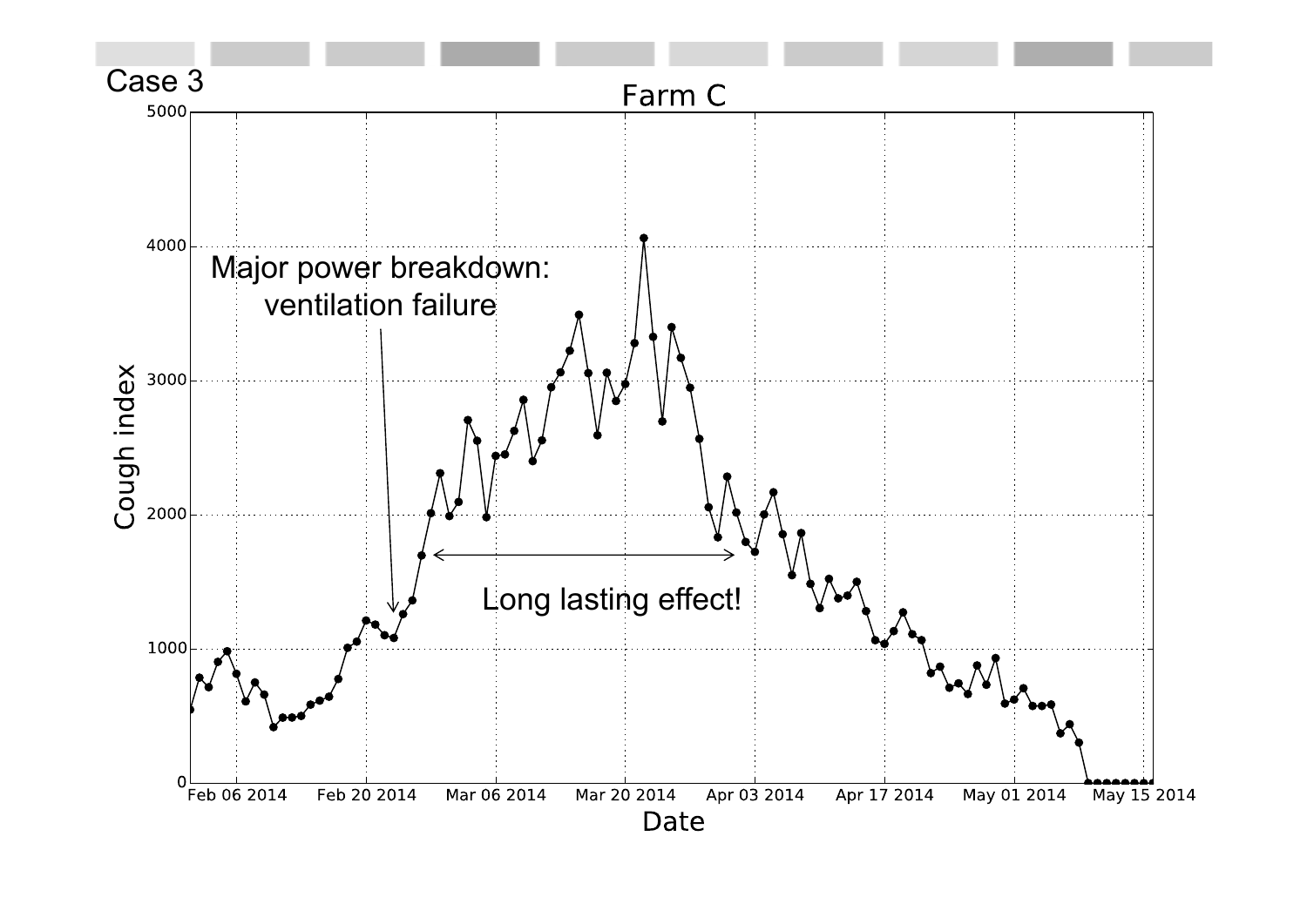Case 3

Farm C

Major power breakdown: ventilation failure

Long lasting effect!

Cough index

Date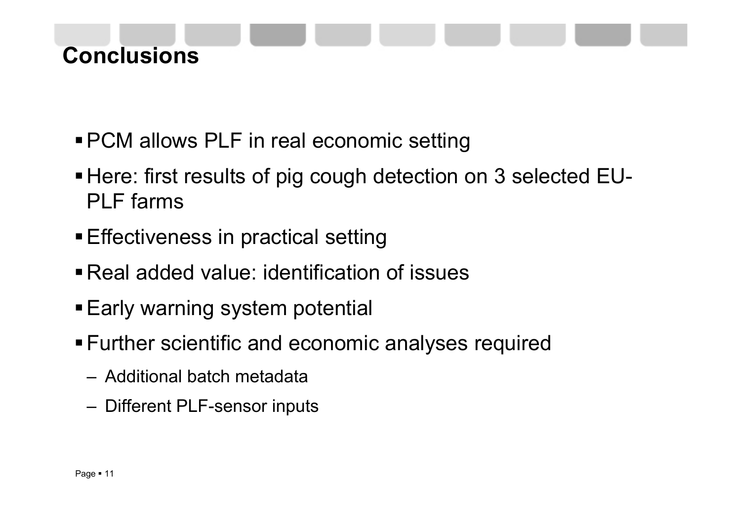# Conclusions

- PCM allows PLF in real economic setting
- Here: first results of pig cough detection on 3 selected EU-PLF farms
- Effectiveness in practical setting
- Real added value: identification of issues
- Early warning system potential
- Further scientific and economic analyses required
  - Additional batch metadata
  - Different PLF-sensor inputs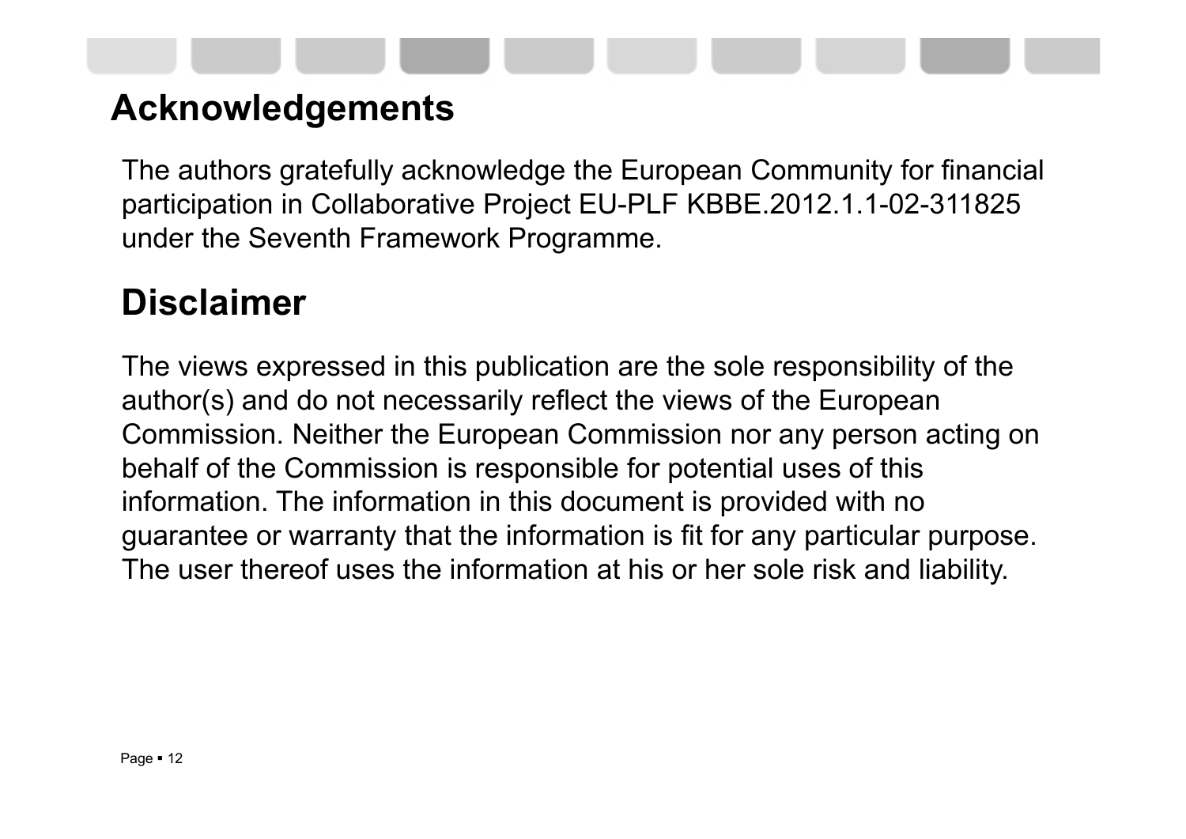## Acknowledgements

The authors gratefully acknowledge the European Community for financial participation in Collaborative Project EU-PLF KBBE.2012.1.1-02-311825 under the Seventh Framework Programme.

## Disclaimer

The views expressed in this publication are the sole responsibility of the author(s) and do not necessarily reflect the views of the European Commission. Neither the European Commission nor any person acting on behalf of the Commission is responsible for potential uses of this information. The information in this document is provided with no guarantee or warranty that the information is fit for any particular purpose. The user thereof uses the information at his or her sole risk and liability.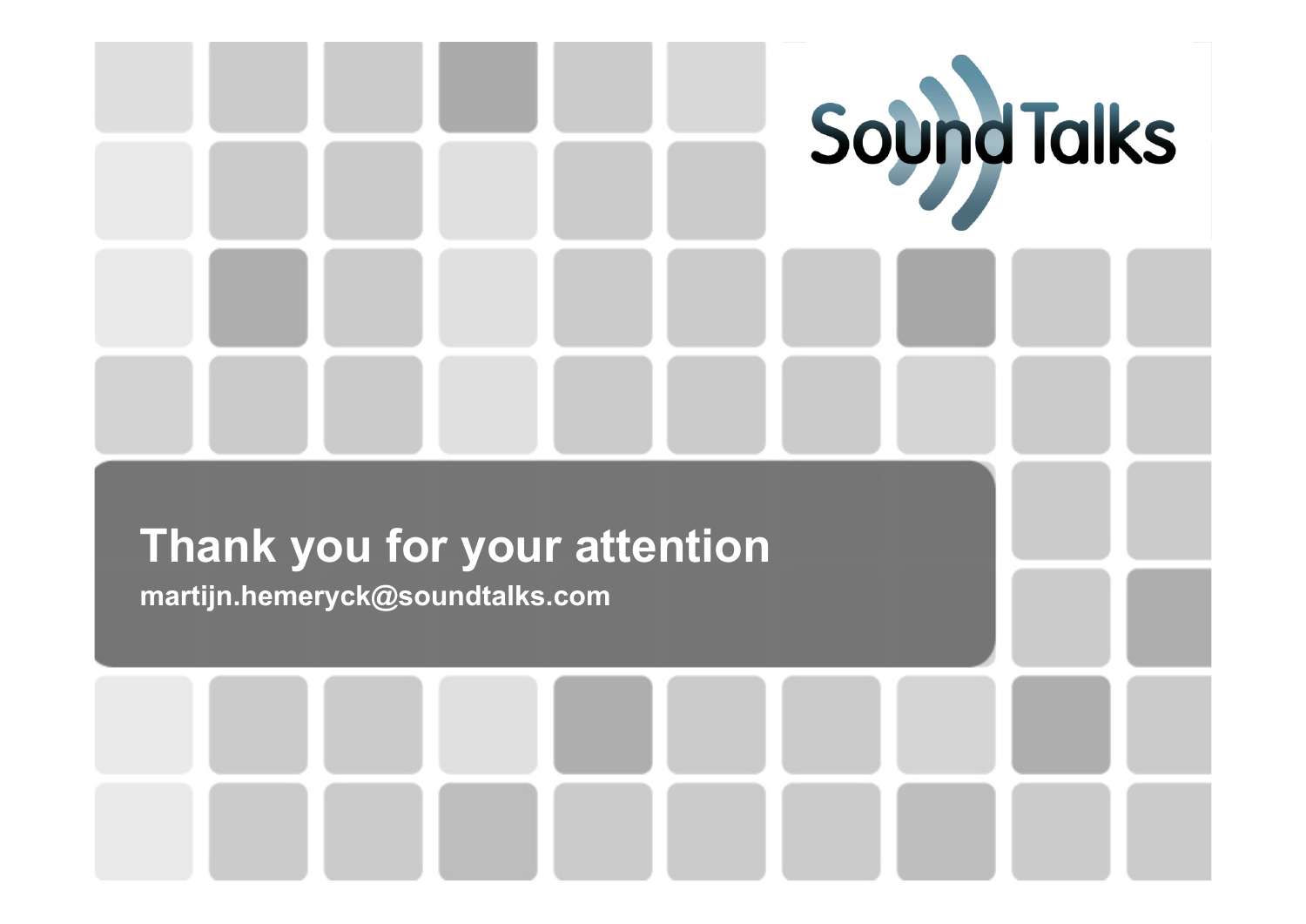SoundTalks

**Thank you for your attention**

**martijn.hemeryck@soundtalks.com**